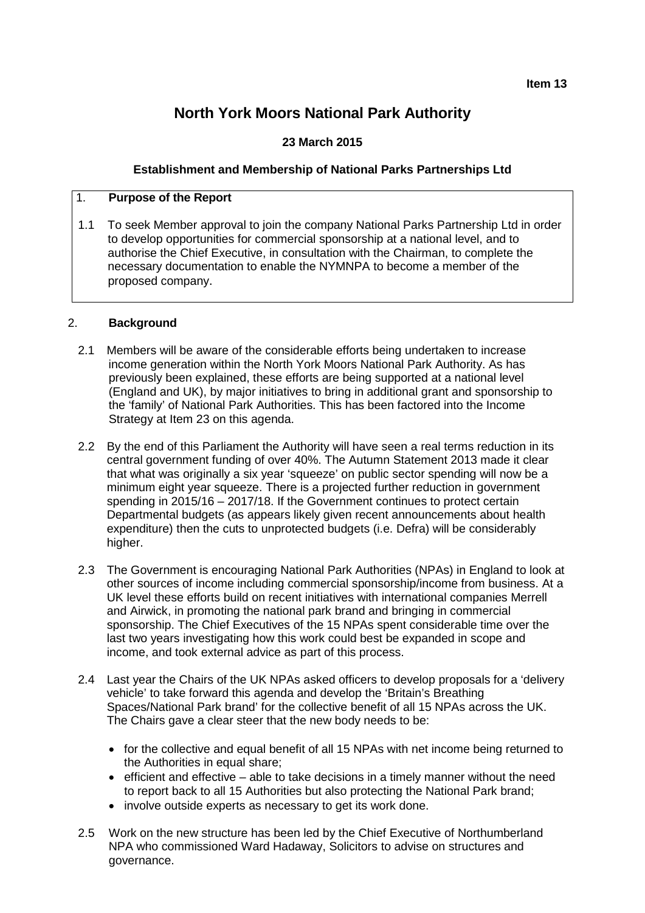**Item 13**

# North York Moors National Park Authority

**23 March 2015**

**Establishment and Membership of National Parks Partnerships Ltd**

## 1. Purpose of the Report

1.1 To seek Member approval to join the company National Parks Partnership Ltd in order to develop opportunities for commercial sponsorship at a national level, and to authorise the Chief Executive, in consultation with the Chairman, to complete the necessary documentation to enable the NYMNPA to become a member of the proposed company.

## 2. Background

2.1 Members will be aware of the considerable efforts being undertaken to increase income generation within the North York Moors National Park Authority. As has previously been explained, these efforts are being supported at a national level (England and UK), by major initiatives to bring in additional grant and sponsorship to the 'family' of National Park Authorities. This has been factored into the Income Strategy at Item 23 on this agenda.

2.2 By the end of this Parliament the Authority will have seen a real terms reduction in its central government funding of over 40%. The Autumn Statement 2013 made it clear that what was originally a six year 'squeeze' on public sector spending will now be a minimum eight year squeeze. There is a projected further reduction in government spending in 2015/16 – 2017/18. If the Government continues to protect certain Departmental budgets (as appears likely given recent announcements about health expenditure) then the cuts to unprotected budgets (i.e. Defra) will be considerably higher.

2.3 The Government is encouraging National Park Authorities (NPAs) in England to look at other sources of income including commercial sponsorship/income from business. At a UK level these efforts build on recent initiatives with international companies Merrell and Airwick, in promoting the national park brand and bringing in commercial sponsorship. The Chief Executives of the 15 NPAs spent considerable time over the last two years investigating how this work could best be expanded in scope and income, and took external advice as part of this process.

2.4 Last year the Chairs of the UK NPAs asked officers to develop proposals for a 'delivery vehicle' to take forward this agenda and develop the 'Britain's Breathing Spaces/National Park brand' for the collective benefit of all 15 NPAs across the UK. The Chairs gave a clear steer that the new body needs to be:

- for the collective and equal benefit of all 15 NPAs with net income being returned to the Authorities in equal share;
- efficient and effective – able to take decisions in a timely manner without the need to report back to all 15 Authorities but also protecting the National Park brand;
- involve outside experts as necessary to get its work done.

2.5 Work on the new structure has been led by the Chief Executive of Northumberland NPA who commissioned Ward Hadaway, Solicitors to advise on structures and governance.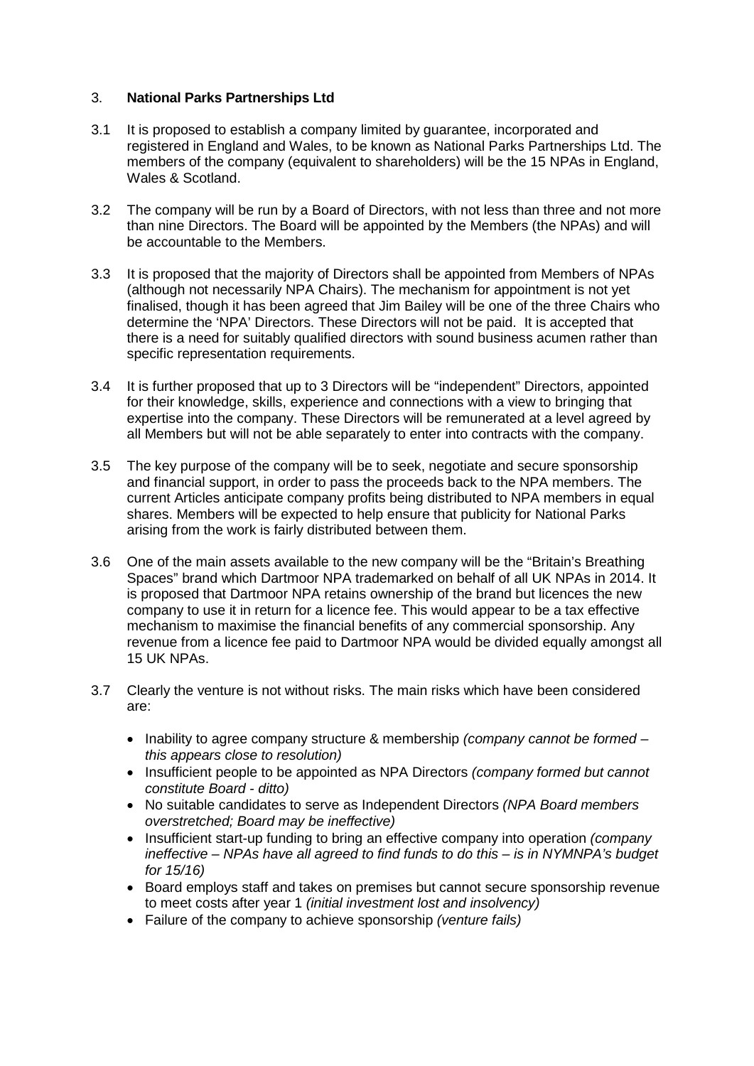## 3. **National Parks Partnerships Ltd**

3.1 It is proposed to establish a company limited by guarantee, incorporated and registered in England and Wales, to be known as National Parks Partnerships Ltd. The members of the company (equivalent to shareholders) will be the 15 NPAs in England, Wales & Scotland.

3.2 The company will be run by a Board of Directors, with not less than three and not more than nine Directors. The Board will be appointed by the Members (the NPAs) and will be accountable to the Members.

3.3 It is proposed that the majority of Directors shall be appointed from Members of NPAs (although not necessarily NPA Chairs). The mechanism for appointment is not yet finalised, though it has been agreed that Jim Bailey will be one of the three Chairs who determine the 'NPA' Directors. These Directors will not be paid. It is accepted that there is a need for suitably qualified directors with sound business acumen rather than specific representation requirements.

3.4 It is further proposed that up to 3 Directors will be "independent" Directors, appointed for their knowledge, skills, experience and connections with a view to bringing that expertise into the company. These Directors will be remunerated at a level agreed by all Members but will not be able separately to enter into contracts with the company.

3.5 The key purpose of the company will be to seek, negotiate and secure sponsorship and financial support, in order to pass the proceeds back to the NPA members. The current Articles anticipate company profits being distributed to NPA members in equal shares. Members will be expected to help ensure that publicity for National Parks arising from the work is fairly distributed between them.

3.6 One of the main assets available to the new company will be the "Britain's Breathing Spaces" brand which Dartmoor NPA trademarked on behalf of all UK NPAs in 2014. It is proposed that Dartmoor NPA retains ownership of the brand but licences the new company to use it in return for a licence fee. This would appear to be a tax effective mechanism to maximise the financial benefits of any commercial sponsorship. Any revenue from a licence fee paid to Dartmoor NPA would be divided equally amongst all 15 UK NPAs.

3.7 Clearly the venture is not without risks. The main risks which have been considered are:

- Inability to agree company structure & membership *(company cannot be formed – this appears close to resolution)*
- Insufficient people to be appointed as NPA Directors *(company formed but cannot constitute Board - ditto)*
- No suitable candidates to serve as Independent Directors *(NPA Board members overstretched; Board may be ineffective)*
- Insufficient start-up funding to bring an effective company into operation *(company ineffective – NPAs have all agreed to find funds to do this – is in NYMNPA's budget for 15/16)*
- Board employs staff and takes on premises but cannot secure sponsorship revenue to meet costs after year 1 *(initial investment lost and insolvency)*
- Failure of the company to achieve sponsorship *(venture fails)*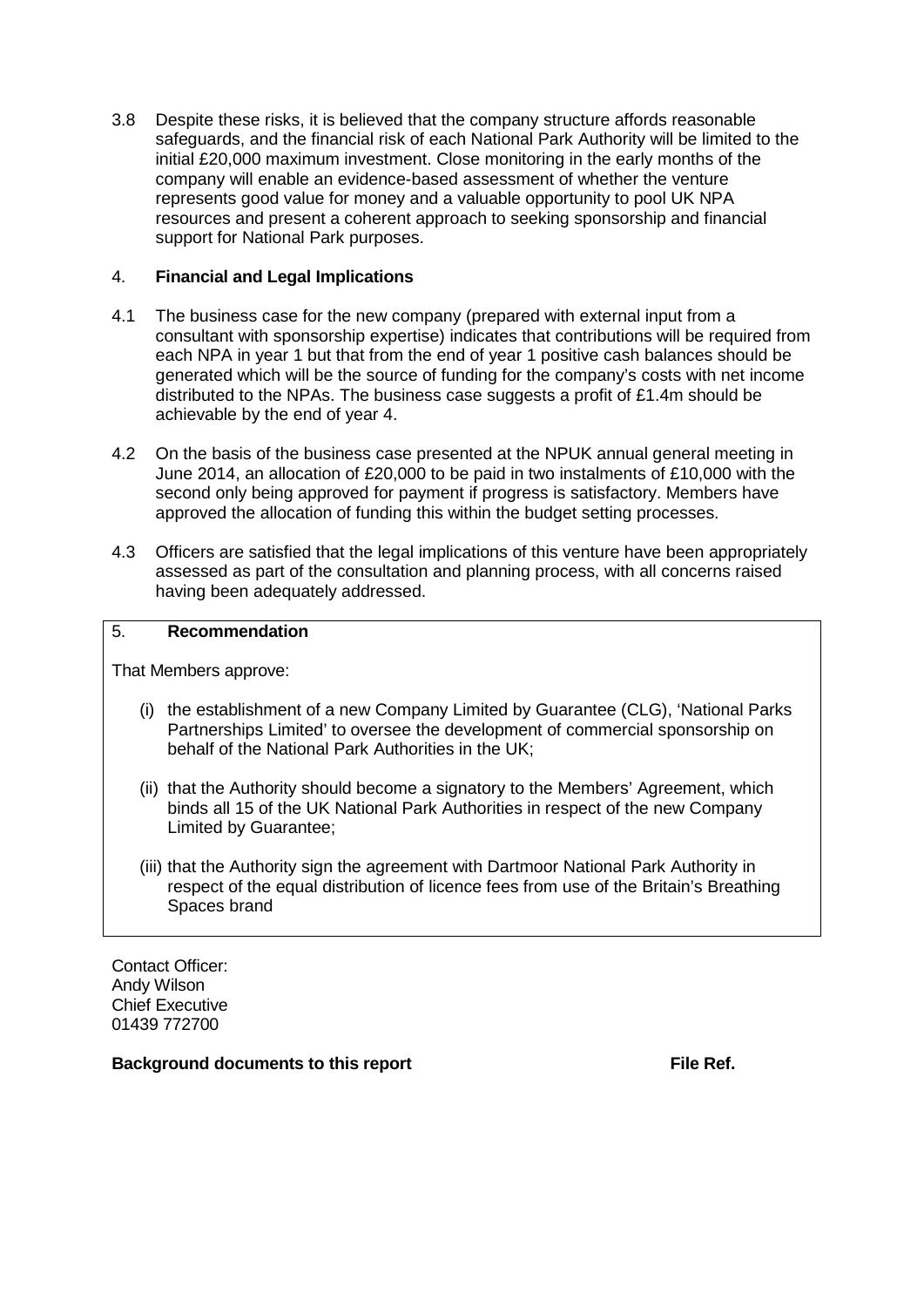3.8 Despite these risks, it is believed that the company structure affords reasonable safeguards, and the financial risk of each National Park Authority will be limited to the initial £20,000 maximum investment. Close monitoring in the early months of the company will enable an evidence-based assessment of whether the venture represents good value for money and a valuable opportunity to pool UK NPA resources and present a coherent approach to seeking sponsorship and financial support for National Park purposes.

## 4. **Financial and Legal Implications**

4.1 The business case for the new company (prepared with external input from a consultant with sponsorship expertise) indicates that contributions will be required from each NPA in year 1 but that from the end of year 1 positive cash balances should be generated which will be the source of funding for the company's costs with net income distributed to the NPAs. The business case suggests a profit of £1.4m should be achievable by the end of year 4.

4.2 On the basis of the business case presented at the NPUK annual general meeting in June 2014, an allocation of £20,000 to be paid in two instalments of £10,000 with the second only being approved for payment if progress is satisfactory. Members have approved the allocation of funding this within the budget setting processes.

4.3 Officers are satisfied that the legal implications of this venture have been appropriately assessed as part of the consultation and planning process, with all concerns raised having been adequately addressed.

## 5. **Recommendation**

That Members approve:

(i) the establishment of a new Company Limited by Guarantee (CLG), 'National Parks Partnerships Limited' to oversee the development of commercial sponsorship on behalf of the National Park Authorities in the UK;

(ii) that the Authority should become a signatory to the Members' Agreement, which binds all 15 of the UK National Park Authorities in respect of the new Company Limited by Guarantee;

(iii) that the Authority sign the agreement with Dartmoor National Park Authority in respect of the equal distribution of licence fees from use of the Britain's Breathing Spaces brand

Contact Officer:
Andy Wilson
Chief Executive
01439 772700

**Background documents to this report** **File Ref.**